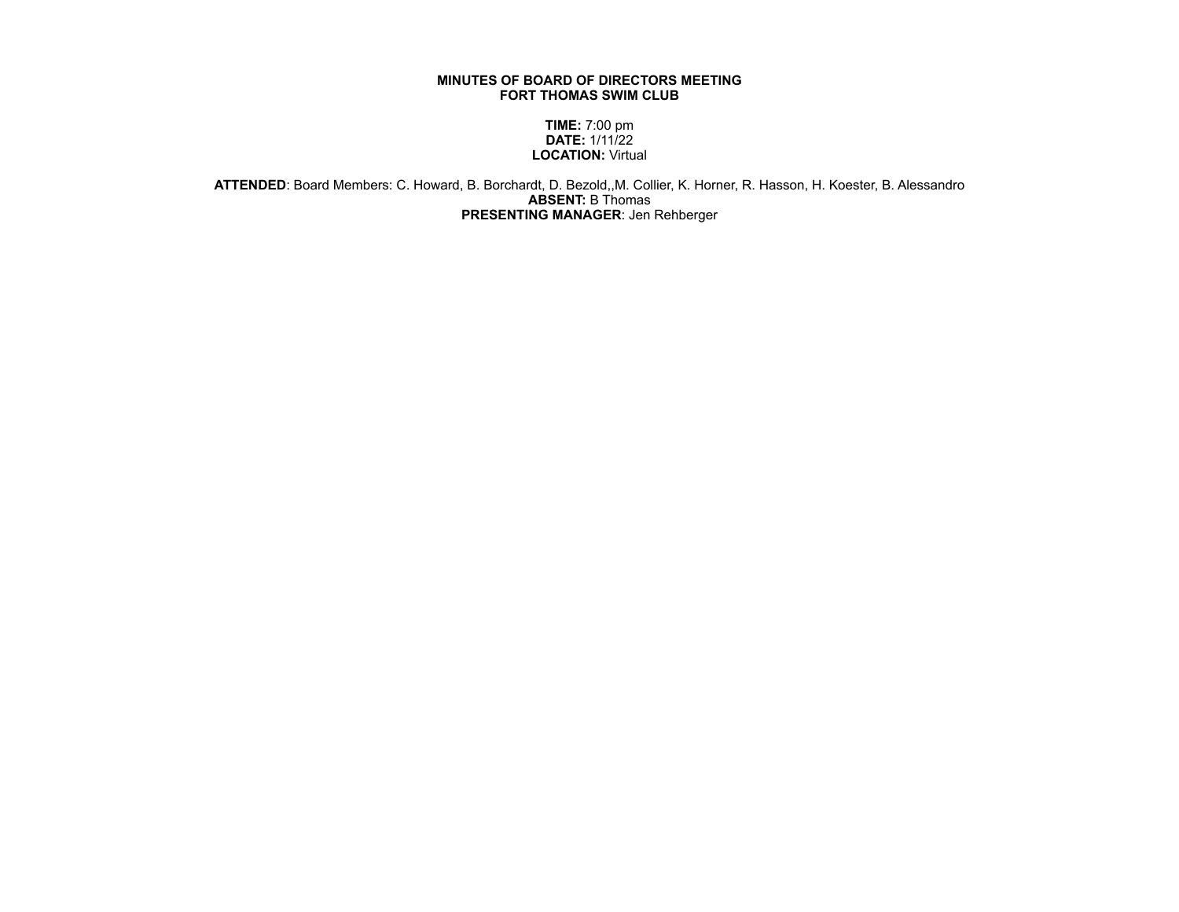**MINUTES OF BOARD OF DIRECTORS MEETING**
**FORT THOMAS SWIM CLUB**

**TIME:** 7:00 pm
**DATE:** 1/11/22
**LOCATION:** Virtual

**ATTENDED**: Board Members: C. Howard, B. Borchardt, D. Bezold,,M. Collier, K. Horner, R. Hasson, H. Koester, B. Alessandro
**ABSENT:** B Thomas
**PRESENTING MANAGER**: Jen Rehberger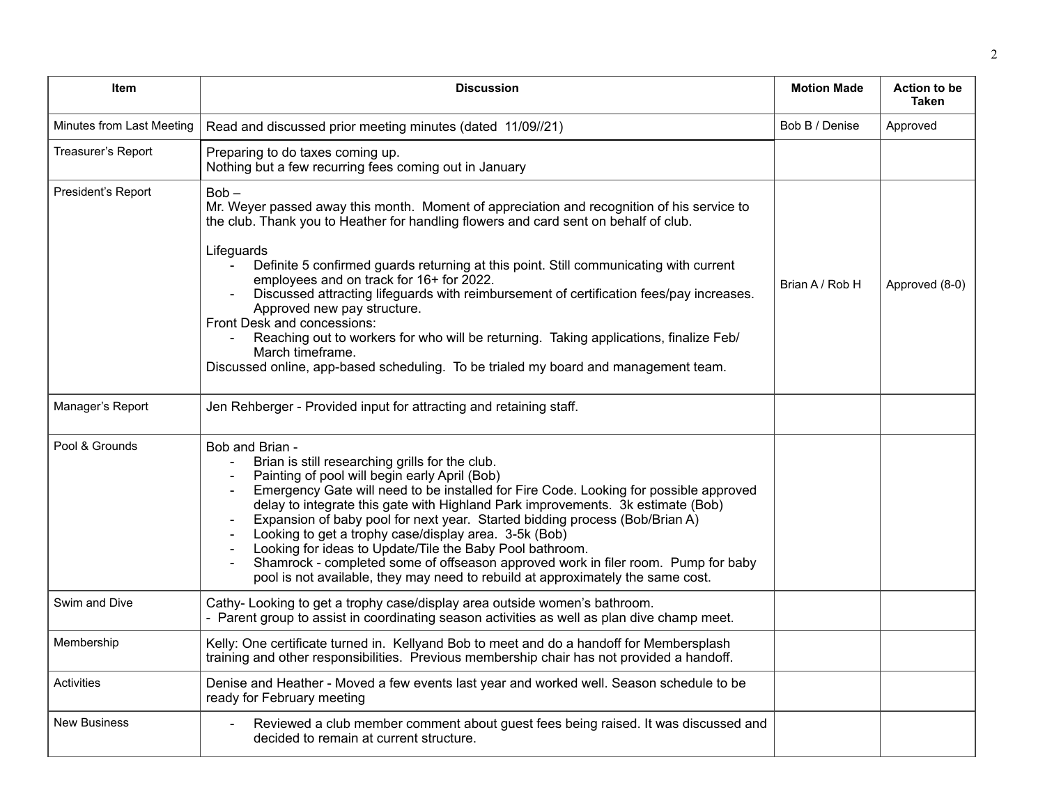| Item | Discussion | Motion Made | Action to be Taken |
|---|---|---|---|
| Minutes from Last Meeting | Read and discussed prior meeting minutes (dated 11/09//21) | Bob B / Denise | Approved |
| Treasurer's Report | Preparing to do taxes coming up.<br>Nothing but a few recurring fees coming out in January | | |
| President's Report | Bob –<br>Mr. Weyer passed away this month. Moment of appreciation and recognition of his service to the club. Thank you to Heather for handling flowers and card sent on behalf of club.<br><br>Lifeguards<br>- Definite 5 confirmed guards returning at this point. Still communicating with current employees and on track for 16+ for 2022.<br>- Discussed attracting lifeguards with reimbursement of certification fees/pay increases. Approved new pay structure.<br>Front Desk and concessions:<br>- Reaching out to workers for who will be returning. Taking applications, finalize Feb/ March timeframe.<br>Discussed online, app-based scheduling. To be trialed my board and management team. | Brian A / Rob H | Approved (8-0) |
| Manager's Report | Jen Rehberger - Provided input for attracting and retaining staff. | | |
| Pool & Grounds | Bob and Brian -<br>- Brian is still researching grills for the club.<br>- Painting of pool will begin early April (Bob)<br>- Emergency Gate will need to be installed for Fire Code. Looking for possible approved delay to integrate this gate with Highland Park improvements. 3k estimate (Bob)<br>- Expansion of baby pool for next year. Started bidding process (Bob/Brian A)<br>- Looking to get a trophy case/display area. 3-5k (Bob)<br>- Looking for ideas to Update/Tile the Baby Pool bathroom.<br>- Shamrock - completed some of offseason approved work in filer room. Pump for baby pool is not available, they may need to rebuild at approximately the same cost. | | |
| Swim and Dive | Cathy- Looking to get a trophy case/display area outside women's bathroom.<br>- Parent group to assist in coordinating season activities as well as plan dive champ meet. | | |
| Membership | Kelly: One certificate turned in. Kellyand Bob to meet and do a handoff for Membersplash training and other responsibilities. Previous membership chair has not provided a handoff. | | |
| Activities | Denise and Heather - Moved a few events last year and worked well. Season schedule to be ready for February meeting | | |
| New Business | - Reviewed a club member comment about guest fees being raised. It was discussed and decided to remain at current structure. | | |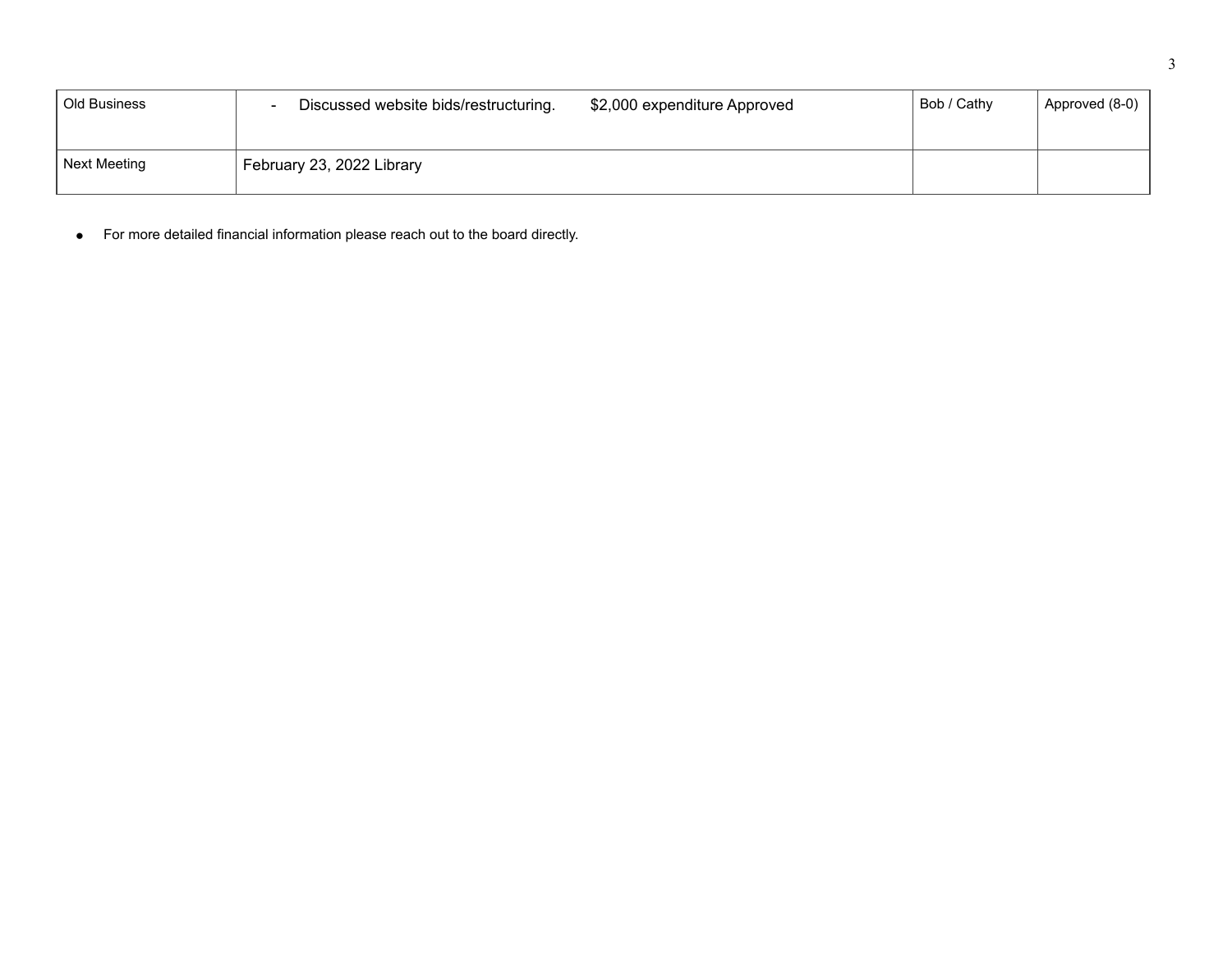| | | | |
|---|---|---|---|
| Old Business | - Discussed website bids/restructuring. $2,000 expenditure Approved | Bob / Cathy | Approved (8-0) |
| Next Meeting | February 23, 2022 Library | | |

- For more detailed financial information please reach out to the board directly.